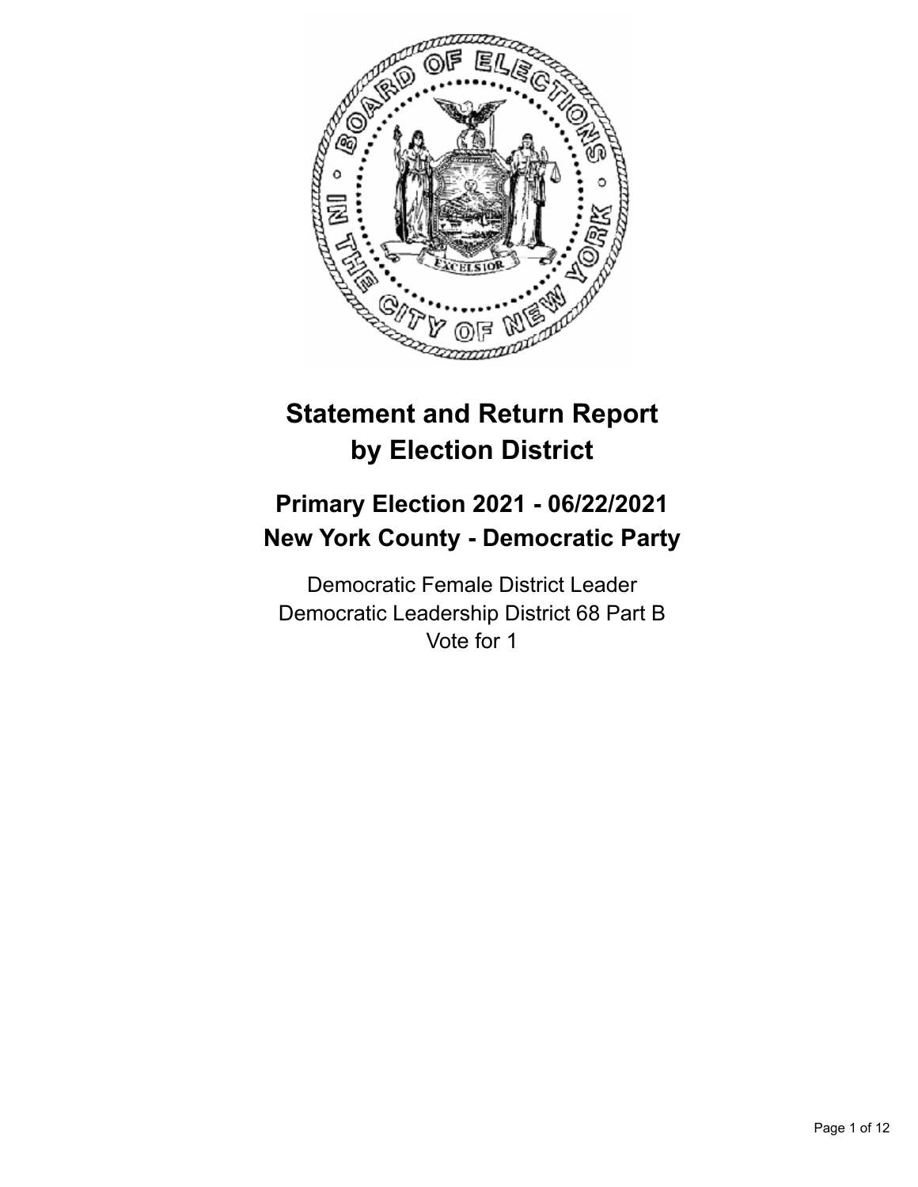# Statement and Return Report by Election District

## Primary Election 2021 - 06/22/2021
## New York County - Democratic Party

Democratic Female District Leader
Democratic Leadership District 68 Part B
Vote for 1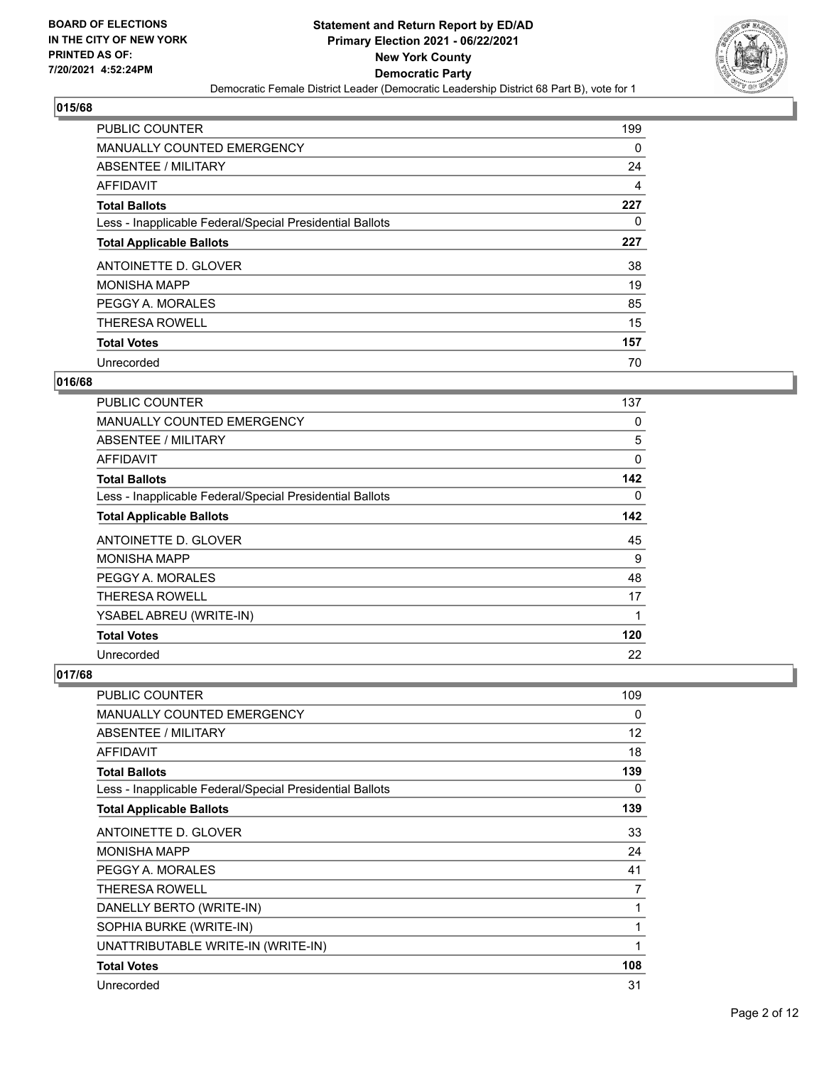**BOARD OF ELECTIONS IN THE CITY OF NEW YORK PRINTED AS OF: 7/20/2021 4:52:24PM**

**Statement and Return Report by ED/AD**
**Primary Election 2021 - 06/22/2021**
**New York County**
**Democratic Party**
Democratic Female District Leader (Democratic Leadership District 68 Part B), vote for 1

## 015/68

| | |
|---|---|
| PUBLIC COUNTER | 199 |
| MANUALLY COUNTED EMERGENCY | 0 |
| ABSENTEE / MILITARY | 24 |
| AFFIDAVIT | 4 |
| **Total Ballots** | **227** |
| Less - Inapplicable Federal/Special Presidential Ballots | 0 |
| **Total Applicable Ballots** | **227** |
| ANTOINETTE D. GLOVER | 38 |
| MONISHA MAPP | 19 |
| PEGGY A. MORALES | 85 |
| THERESA ROWELL | 15 |
| **Total Votes** | **157** |
| Unrecorded | 70 |

## 016/68

| | |
|---|---|
| PUBLIC COUNTER | 137 |
| MANUALLY COUNTED EMERGENCY | 0 |
| ABSENTEE / MILITARY | 5 |
| AFFIDAVIT | 0 |
| **Total Ballots** | **142** |
| Less - Inapplicable Federal/Special Presidential Ballots | 0 |
| **Total Applicable Ballots** | **142** |
| ANTOINETTE D. GLOVER | 45 |
| MONISHA MAPP | 9 |
| PEGGY A. MORALES | 48 |
| THERESA ROWELL | 17 |
| YSABEL ABREU (WRITE-IN) | 1 |
| **Total Votes** | **120** |
| Unrecorded | 22 |

## 017/68

| | |
|---|---|
| PUBLIC COUNTER | 109 |
| MANUALLY COUNTED EMERGENCY | 0 |
| ABSENTEE / MILITARY | 12 |
| AFFIDAVIT | 18 |
| **Total Ballots** | **139** |
| Less - Inapplicable Federal/Special Presidential Ballots | 0 |
| **Total Applicable Ballots** | **139** |
| ANTOINETTE D. GLOVER | 33 |
| MONISHA MAPP | 24 |
| PEGGY A. MORALES | 41 |
| THERESA ROWELL | 7 |
| DANELLY BERTO (WRITE-IN) | 1 |
| SOPHIA BURKE (WRITE-IN) | 1 |
| UNATTRIBUTABLE WRITE-IN (WRITE-IN) | 1 |
| **Total Votes** | **108** |
| Unrecorded | 31 |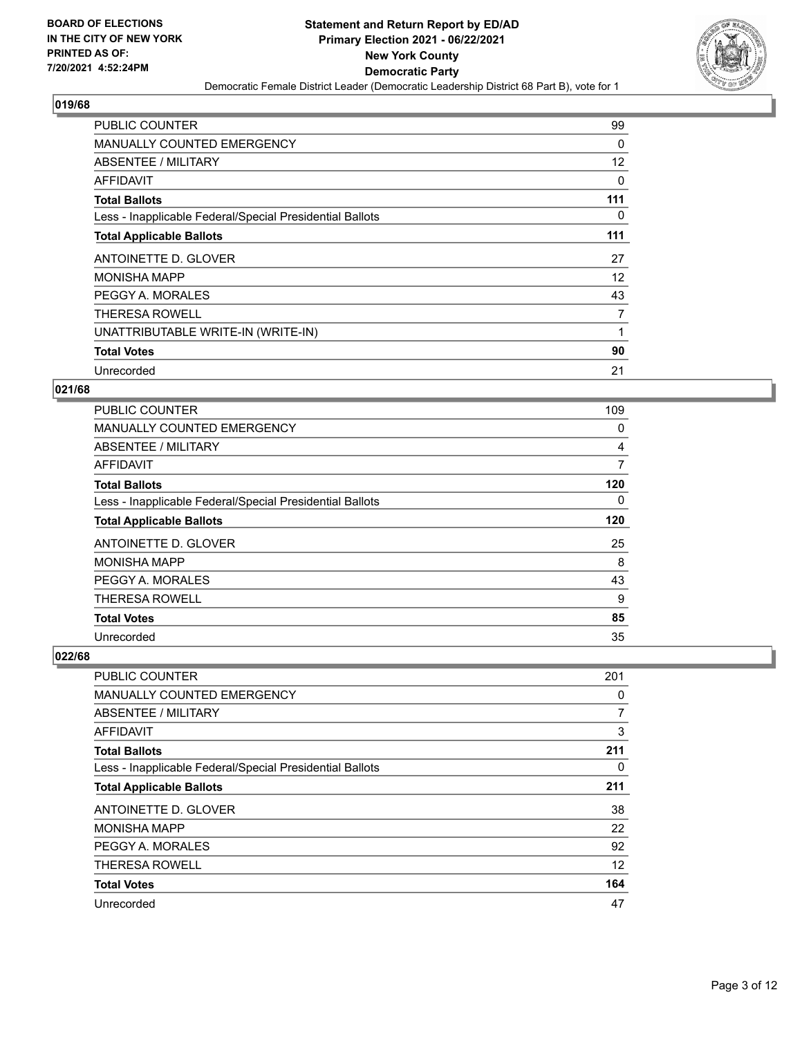## 019/68

| | |
|---|---|
| PUBLIC COUNTER | 99 |
| MANUALLY COUNTED EMERGENCY | 0 |
| ABSENTEE / MILITARY | 12 |
| AFFIDAVIT | 0 |
| **Total Ballots** | **111** |
| Less - Inapplicable Federal/Special Presidential Ballots | 0 |
| **Total Applicable Ballots** | **111** |
| ANTOINETTE D. GLOVER | 27 |
| MONISHA MAPP | 12 |
| PEGGY A. MORALES | 43 |
| THERESA ROWELL | 7 |
| UNATTRIBUTABLE WRITE-IN (WRITE-IN) | 1 |
| **Total Votes** | **90** |
| Unrecorded | 21 |

## 021/68

| | |
|---|---|
| PUBLIC COUNTER | 109 |
| MANUALLY COUNTED EMERGENCY | 0 |
| ABSENTEE / MILITARY | 4 |
| AFFIDAVIT | 7 |
| **Total Ballots** | **120** |
| Less - Inapplicable Federal/Special Presidential Ballots | 0 |
| **Total Applicable Ballots** | **120** |
| ANTOINETTE D. GLOVER | 25 |
| MONISHA MAPP | 8 |
| PEGGY A. MORALES | 43 |
| THERESA ROWELL | 9 |
| **Total Votes** | **85** |
| Unrecorded | 35 |

## 022/68

| | |
|---|---|
| PUBLIC COUNTER | 201 |
| MANUALLY COUNTED EMERGENCY | 0 |
| ABSENTEE / MILITARY | 7 |
| AFFIDAVIT | 3 |
| **Total Ballots** | **211** |
| Less - Inapplicable Federal/Special Presidential Ballots | 0 |
| **Total Applicable Ballots** | **211** |
| ANTOINETTE D. GLOVER | 38 |
| MONISHA MAPP | 22 |
| PEGGY A. MORALES | 92 |
| THERESA ROWELL | 12 |
| **Total Votes** | **164** |
| Unrecorded | 47 |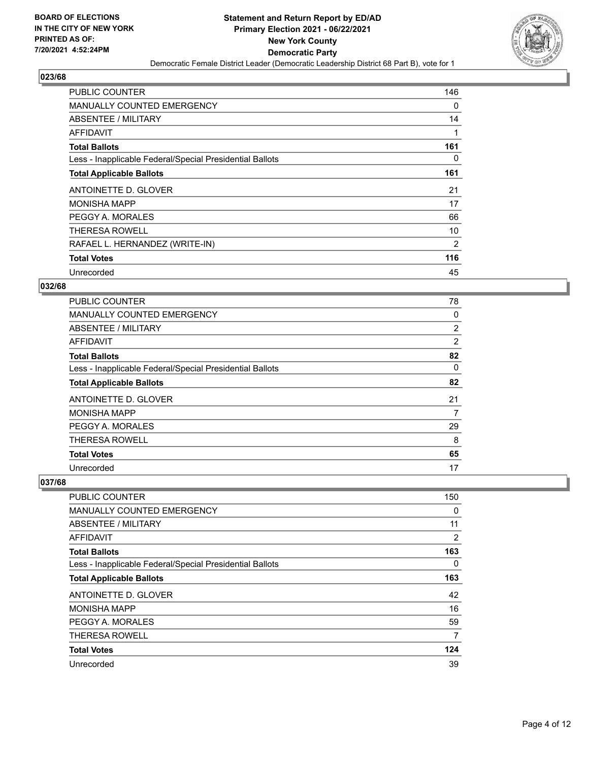**BOARD OF ELECTIONS IN THE CITY OF NEW YORK PRINTED AS OF: 7/20/2021 4:52:24PM**

# Statement and Return Report by ED/AD
## Primary Election 2021 - 06/22/2021
## New York County
## Democratic Party
Democratic Female District Leader (Democratic Leadership District 68 Part B), vote for 1

### 023/68

| | |
|---|---|
| PUBLIC COUNTER | 146 |
| MANUALLY COUNTED EMERGENCY | 0 |
| ABSENTEE / MILITARY | 14 |
| AFFIDAVIT | 1 |
| **Total Ballots** | **161** |
| Less - Inapplicable Federal/Special Presidential Ballots | 0 |
| **Total Applicable Ballots** | **161** |
| ANTOINETTE D. GLOVER | 21 |
| MONISHA MAPP | 17 |
| PEGGY A. MORALES | 66 |
| THERESA ROWELL | 10 |
| RAFAEL L. HERNANDEZ (WRITE-IN) | 2 |
| **Total Votes** | **116** |
| Unrecorded | 45 |

### 032/68

| | |
|---|---|
| PUBLIC COUNTER | 78 |
| MANUALLY COUNTED EMERGENCY | 0 |
| ABSENTEE / MILITARY | 2 |
| AFFIDAVIT | 2 |
| **Total Ballots** | **82** |
| Less - Inapplicable Federal/Special Presidential Ballots | 0 |
| **Total Applicable Ballots** | **82** |
| ANTOINETTE D. GLOVER | 21 |
| MONISHA MAPP | 7 |
| PEGGY A. MORALES | 29 |
| THERESA ROWELL | 8 |
| **Total Votes** | **65** |
| Unrecorded | 17 |

### 037/68

| | |
|---|---|
| PUBLIC COUNTER | 150 |
| MANUALLY COUNTED EMERGENCY | 0 |
| ABSENTEE / MILITARY | 11 |
| AFFIDAVIT | 2 |
| **Total Ballots** | **163** |
| Less - Inapplicable Federal/Special Presidential Ballots | 0 |
| **Total Applicable Ballots** | **163** |
| ANTOINETTE D. GLOVER | 42 |
| MONISHA MAPP | 16 |
| PEGGY A. MORALES | 59 |
| THERESA ROWELL | 7 |
| **Total Votes** | **124** |
| Unrecorded | 39 |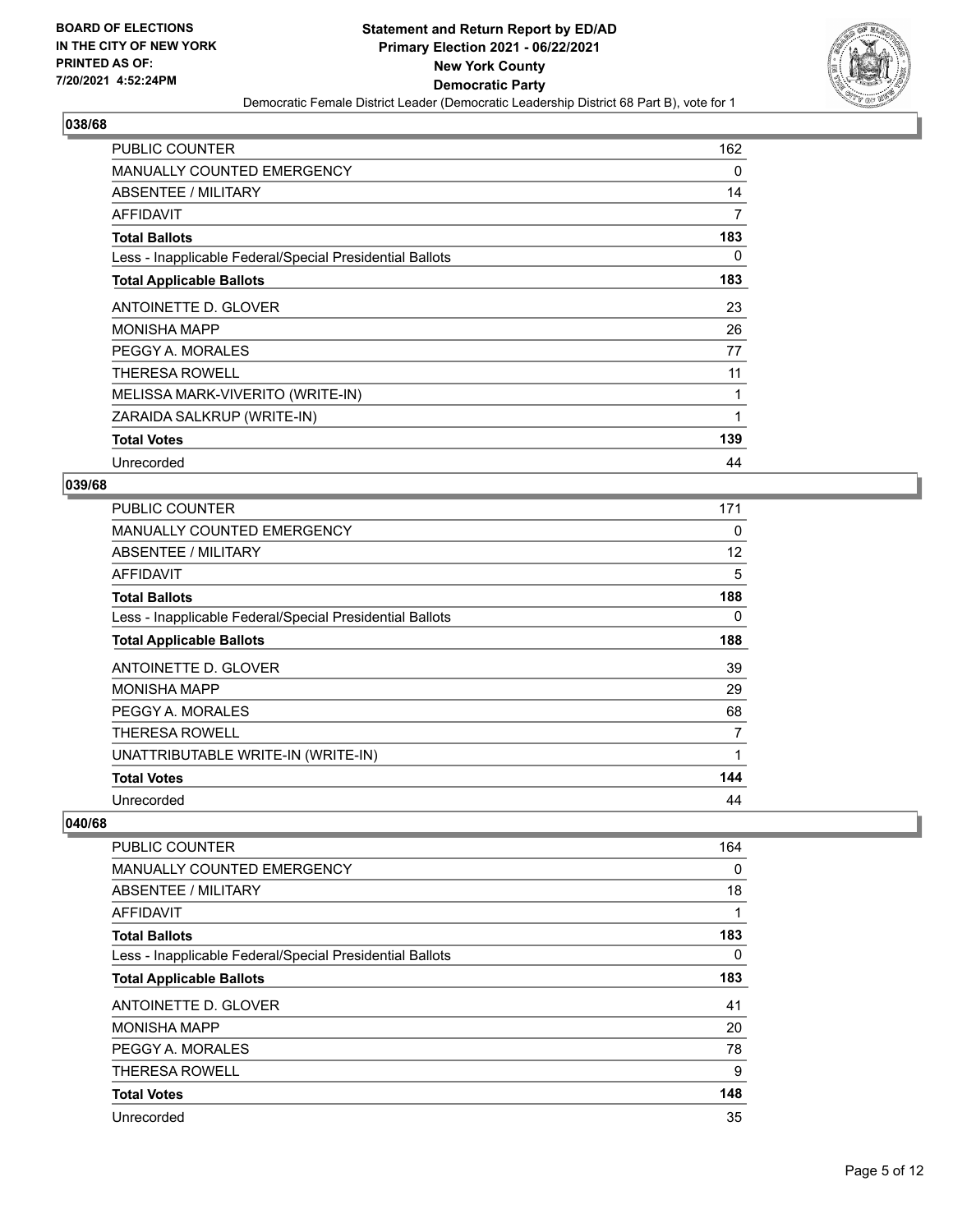## 038/68

| | |
|---|---|
| PUBLIC COUNTER | 162 |
| MANUALLY COUNTED EMERGENCY | 0 |
| ABSENTEE / MILITARY | 14 |
| AFFIDAVIT | 7 |
| **Total Ballots** | **183** |
| Less - Inapplicable Federal/Special Presidential Ballots | 0 |
| **Total Applicable Ballots** | **183** |
| ANTOINETTE D. GLOVER | 23 |
| MONISHA MAPP | 26 |
| PEGGY A. MORALES | 77 |
| THERESA ROWELL | 11 |
| MELISSA MARK-VIVERITO (WRITE-IN) | 1 |
| ZARAIDA SALKRUP (WRITE-IN) | 1 |
| **Total Votes** | **139** |
| Unrecorded | 44 |

## 039/68

| | |
|---|---|
| PUBLIC COUNTER | 171 |
| MANUALLY COUNTED EMERGENCY | 0 |
| ABSENTEE / MILITARY | 12 |
| AFFIDAVIT | 5 |
| **Total Ballots** | **188** |
| Less - Inapplicable Federal/Special Presidential Ballots | 0 |
| **Total Applicable Ballots** | **188** |
| ANTOINETTE D. GLOVER | 39 |
| MONISHA MAPP | 29 |
| PEGGY A. MORALES | 68 |
| THERESA ROWELL | 7 |
| UNATTRIBUTABLE WRITE-IN (WRITE-IN) | 1 |
| **Total Votes** | **144** |
| Unrecorded | 44 |

## 040/68

| | |
|---|---|
| PUBLIC COUNTER | 164 |
| MANUALLY COUNTED EMERGENCY | 0 |
| ABSENTEE / MILITARY | 18 |
| AFFIDAVIT | 1 |
| **Total Ballots** | **183** |
| Less - Inapplicable Federal/Special Presidential Ballots | 0 |
| **Total Applicable Ballots** | **183** |
| ANTOINETTE D. GLOVER | 41 |
| MONISHA MAPP | 20 |
| PEGGY A. MORALES | 78 |
| THERESA ROWELL | 9 |
| **Total Votes** | **148** |
| Unrecorded | 35 |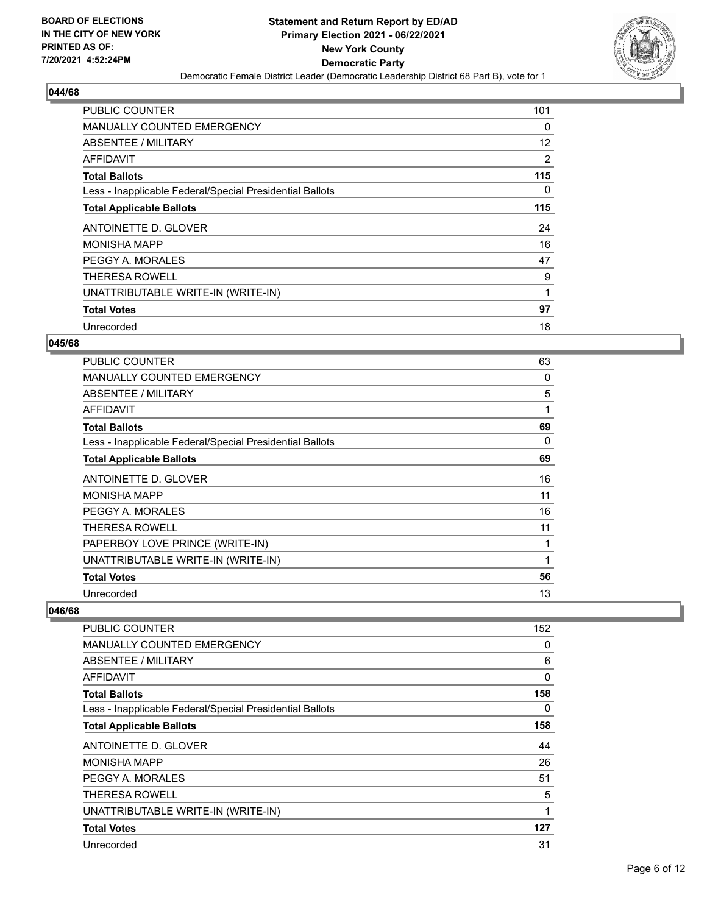**BOARD OF ELECTIONS IN THE CITY OF NEW YORK PRINTED AS OF: 7/20/2021 4:52:24PM**

**Statement and Return Report by ED/AD Primary Election 2021 - 06/22/2021 New York County Democratic Party**

Democratic Female District Leader (Democratic Leadership District 68 Part B), vote for 1

### 044/68

| | |
|---|---|
| PUBLIC COUNTER | 101 |
| MANUALLY COUNTED EMERGENCY | 0 |
| ABSENTEE / MILITARY | 12 |
| AFFIDAVIT | 2 |
| **Total Ballots** | **115** |
| Less - Inapplicable Federal/Special Presidential Ballots | 0 |
| **Total Applicable Ballots** | **115** |
| ANTOINETTE D. GLOVER | 24 |
| MONISHA MAPP | 16 |
| PEGGY A. MORALES | 47 |
| THERESA ROWELL | 9 |
| UNATTRIBUTABLE WRITE-IN (WRITE-IN) | 1 |
| **Total Votes** | **97** |
| Unrecorded | 18 |

### 045/68

| | |
|---|---|
| PUBLIC COUNTER | 63 |
| MANUALLY COUNTED EMERGENCY | 0 |
| ABSENTEE / MILITARY | 5 |
| AFFIDAVIT | 1 |
| **Total Ballots** | **69** |
| Less - Inapplicable Federal/Special Presidential Ballots | 0 |
| **Total Applicable Ballots** | **69** |
| ANTOINETTE D. GLOVER | 16 |
| MONISHA MAPP | 11 |
| PEGGY A. MORALES | 16 |
| THERESA ROWELL | 11 |
| PAPERBOY LOVE PRINCE (WRITE-IN) | 1 |
| UNATTRIBUTABLE WRITE-IN (WRITE-IN) | 1 |
| **Total Votes** | **56** |
| Unrecorded | 13 |

### 046/68

| | |
|---|---|
| PUBLIC COUNTER | 152 |
| MANUALLY COUNTED EMERGENCY | 0 |
| ABSENTEE / MILITARY | 6 |
| AFFIDAVIT | 0 |
| **Total Ballots** | **158** |
| Less - Inapplicable Federal/Special Presidential Ballots | 0 |
| **Total Applicable Ballots** | **158** |
| ANTOINETTE D. GLOVER | 44 |
| MONISHA MAPP | 26 |
| PEGGY A. MORALES | 51 |
| THERESA ROWELL | 5 |
| UNATTRIBUTABLE WRITE-IN (WRITE-IN) | 1 |
| **Total Votes** | **127** |
| Unrecorded | 31 |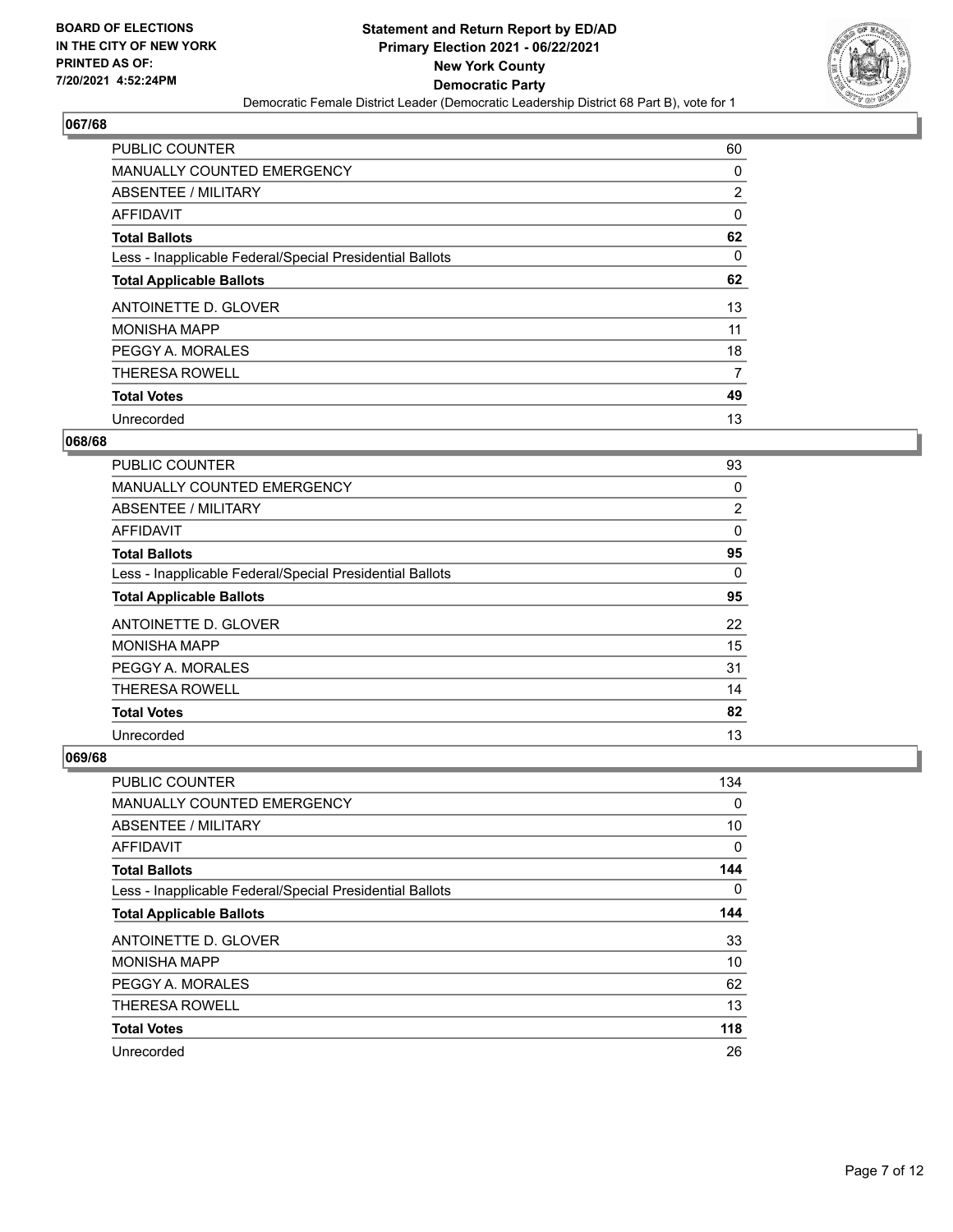**BOARD OF ELECTIONS IN THE CITY OF NEW YORK PRINTED AS OF: 7/20/2021 4:52:24PM**

**Statement and Return Report by ED/AD Primary Election 2021 - 06/22/2021 New York County Democratic Party**

Democratic Female District Leader (Democratic Leadership District 68 Part B), vote for 1

## 067/68

| | |
|---|---|
| PUBLIC COUNTER | 60 |
| MANUALLY COUNTED EMERGENCY | 0 |
| ABSENTEE / MILITARY | 2 |
| AFFIDAVIT | 0 |
| **Total Ballots** | **62** |
| Less - Inapplicable Federal/Special Presidential Ballots | 0 |
| **Total Applicable Ballots** | **62** |
| ANTOINETTE D. GLOVER | 13 |
| MONISHA MAPP | 11 |
| PEGGY A. MORALES | 18 |
| THERESA ROWELL | 7 |
| **Total Votes** | **49** |
| Unrecorded | 13 |

## 068/68

| | |
|---|---|
| PUBLIC COUNTER | 93 |
| MANUALLY COUNTED EMERGENCY | 0 |
| ABSENTEE / MILITARY | 2 |
| AFFIDAVIT | 0 |
| **Total Ballots** | **95** |
| Less - Inapplicable Federal/Special Presidential Ballots | 0 |
| **Total Applicable Ballots** | **95** |
| ANTOINETTE D. GLOVER | 22 |
| MONISHA MAPP | 15 |
| PEGGY A. MORALES | 31 |
| THERESA ROWELL | 14 |
| **Total Votes** | **82** |
| Unrecorded | 13 |

## 069/68

| | |
|---|---|
| PUBLIC COUNTER | 134 |
| MANUALLY COUNTED EMERGENCY | 0 |
| ABSENTEE / MILITARY | 10 |
| AFFIDAVIT | 0 |
| **Total Ballots** | **144** |
| Less - Inapplicable Federal/Special Presidential Ballots | 0 |
| **Total Applicable Ballots** | **144** |
| ANTOINETTE D. GLOVER | 33 |
| MONISHA MAPP | 10 |
| PEGGY A. MORALES | 62 |
| THERESA ROWELL | 13 |
| **Total Votes** | **118** |
| Unrecorded | 26 |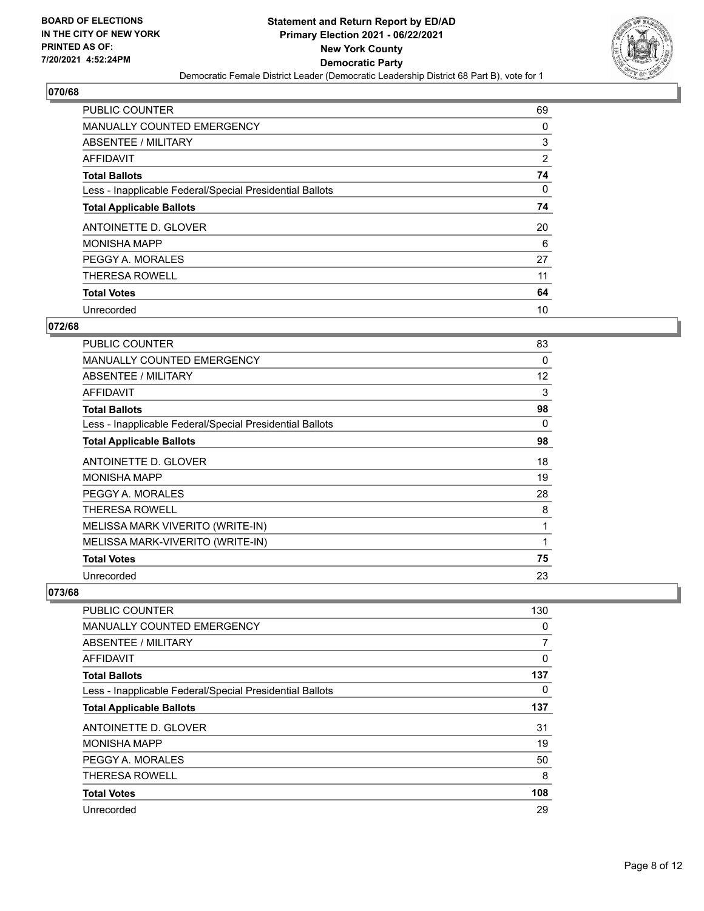## 070/68

| | |
|---|---|
| PUBLIC COUNTER | 69 |
| MANUALLY COUNTED EMERGENCY | 0 |
| ABSENTEE / MILITARY | 3 |
| AFFIDAVIT | 2 |
| **Total Ballots** | **74** |
| Less - Inapplicable Federal/Special Presidential Ballots | 0 |
| **Total Applicable Ballots** | **74** |
| ANTOINETTE D. GLOVER | 20 |
| MONISHA MAPP | 6 |
| PEGGY A. MORALES | 27 |
| THERESA ROWELL | 11 |
| **Total Votes** | **64** |
| Unrecorded | 10 |

## 072/68

| | |
|---|---|
| PUBLIC COUNTER | 83 |
| MANUALLY COUNTED EMERGENCY | 0 |
| ABSENTEE / MILITARY | 12 |
| AFFIDAVIT | 3 |
| **Total Ballots** | **98** |
| Less - Inapplicable Federal/Special Presidential Ballots | 0 |
| **Total Applicable Ballots** | **98** |
| ANTOINETTE D. GLOVER | 18 |
| MONISHA MAPP | 19 |
| PEGGY A. MORALES | 28 |
| THERESA ROWELL | 8 |
| MELISSA MARK VIVERITO (WRITE-IN) | 1 |
| MELISSA MARK-VIVERITO (WRITE-IN) | 1 |
| **Total Votes** | **75** |
| Unrecorded | 23 |

## 073/68

| | |
|---|---|
| PUBLIC COUNTER | 130 |
| MANUALLY COUNTED EMERGENCY | 0 |
| ABSENTEE / MILITARY | 7 |
| AFFIDAVIT | 0 |
| **Total Ballots** | **137** |
| Less - Inapplicable Federal/Special Presidential Ballots | 0 |
| **Total Applicable Ballots** | **137** |
| ANTOINETTE D. GLOVER | 31 |
| MONISHA MAPP | 19 |
| PEGGY A. MORALES | 50 |
| THERESA ROWELL | 8 |
| **Total Votes** | **108** |
| Unrecorded | 29 |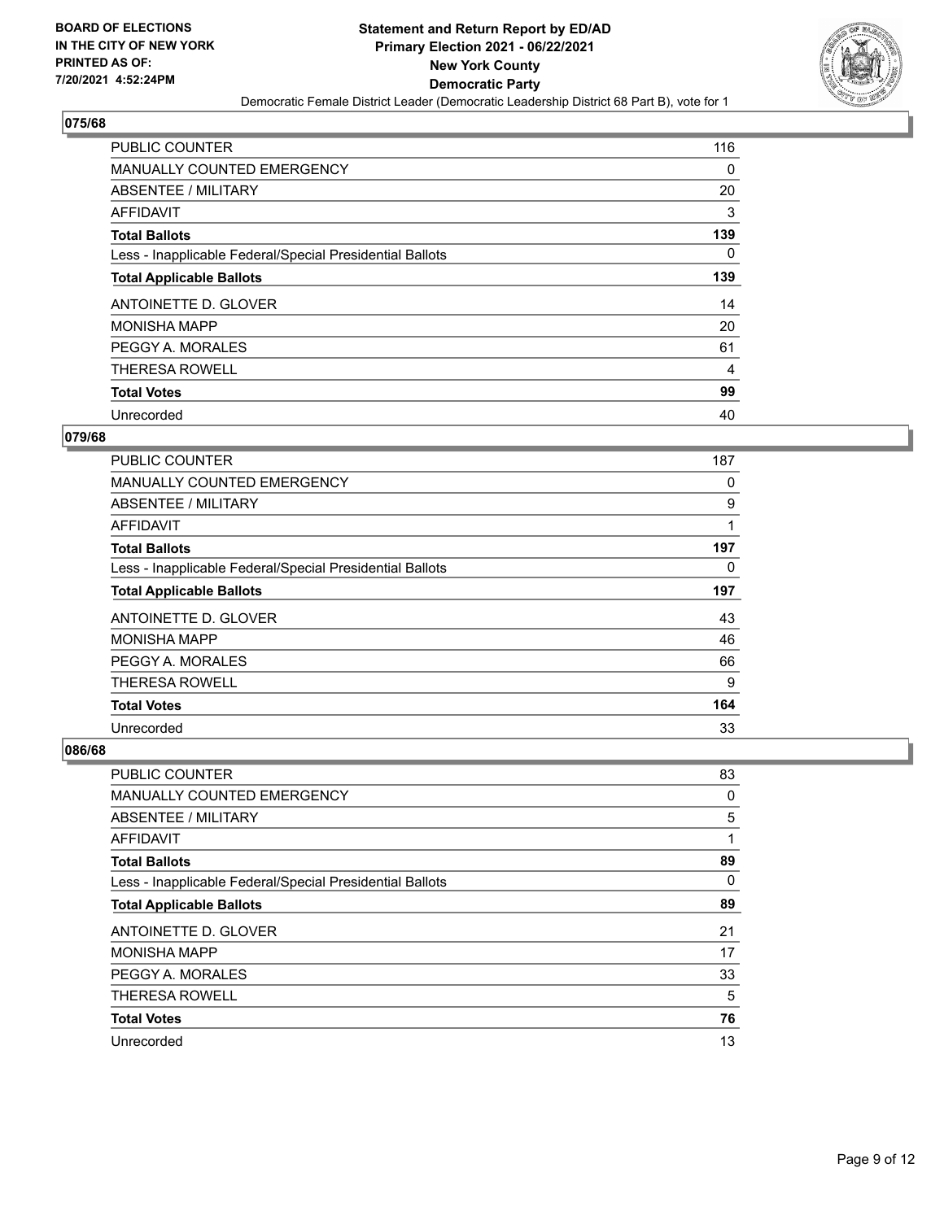BOARD OF ELECTIONS
IN THE CITY OF NEW YORK
PRINTED AS OF:
7/20/2021 4:52:24PM

**Statement and Return Report by ED/AD**
**Primary Election 2021 - 06/22/2021**
**New York County**
**Democratic Party**
Democratic Female District Leader (Democratic Leadership District 68 Part B), vote for 1

## 075/68

| | |
|---|---|
| PUBLIC COUNTER | 116 |
| MANUALLY COUNTED EMERGENCY | 0 |
| ABSENTEE / MILITARY | 20 |
| AFFIDAVIT | 3 |
| **Total Ballots** | **139** |
| Less - Inapplicable Federal/Special Presidential Ballots | 0 |
| **Total Applicable Ballots** | **139** |
| ANTOINETTE D. GLOVER | 14 |
| MONISHA MAPP | 20 |
| PEGGY A. MORALES | 61 |
| THERESA ROWELL | 4 |
| **Total Votes** | **99** |
| Unrecorded | 40 |

## 079/68

| | |
|---|---|
| PUBLIC COUNTER | 187 |
| MANUALLY COUNTED EMERGENCY | 0 |
| ABSENTEE / MILITARY | 9 |
| AFFIDAVIT | 1 |
| **Total Ballots** | **197** |
| Less - Inapplicable Federal/Special Presidential Ballots | 0 |
| **Total Applicable Ballots** | **197** |
| ANTOINETTE D. GLOVER | 43 |
| MONISHA MAPP | 46 |
| PEGGY A. MORALES | 66 |
| THERESA ROWELL | 9 |
| **Total Votes** | **164** |
| Unrecorded | 33 |

## 086/68

| | |
|---|---|
| PUBLIC COUNTER | 83 |
| MANUALLY COUNTED EMERGENCY | 0 |
| ABSENTEE / MILITARY | 5 |
| AFFIDAVIT | 1 |
| **Total Ballots** | **89** |
| Less - Inapplicable Federal/Special Presidential Ballots | 0 |
| **Total Applicable Ballots** | **89** |
| ANTOINETTE D. GLOVER | 21 |
| MONISHA MAPP | 17 |
| PEGGY A. MORALES | 33 |
| THERESA ROWELL | 5 |
| **Total Votes** | **76** |
| Unrecorded | 13 |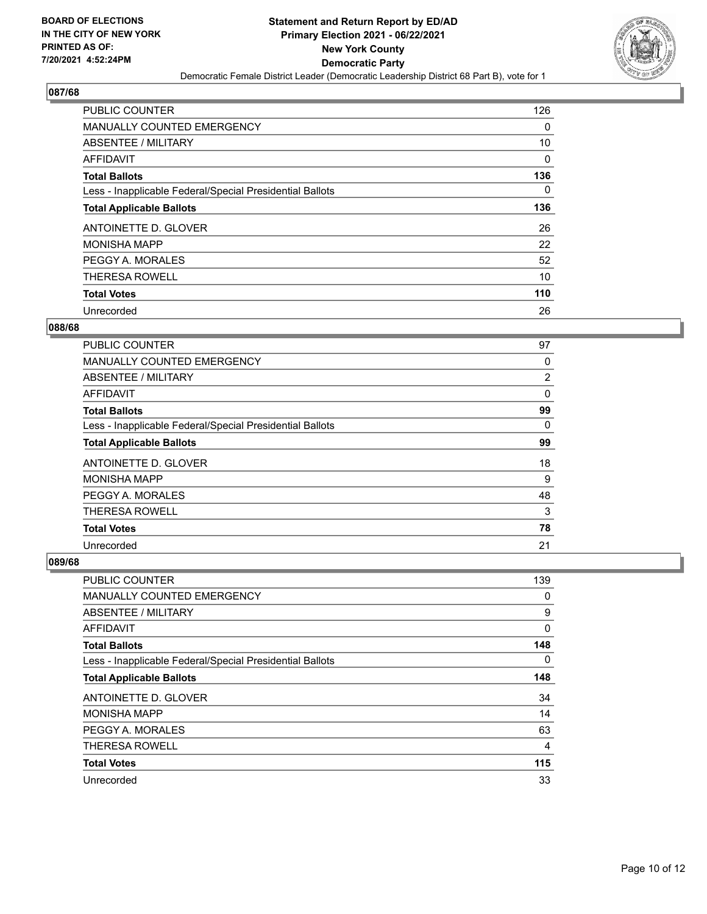BOARD OF ELECTIONS
IN THE CITY OF NEW YORK
PRINTED AS OF:
7/20/2021 4:52:24PM

**Statement and Return Report by ED/AD**
**Primary Election 2021 - 06/22/2021**
**New York County**
**Democratic Party**
Democratic Female District Leader (Democratic Leadership District 68 Part B), vote for 1

## 087/68

| | |
|---|---|
| PUBLIC COUNTER | 126 |
| MANUALLY COUNTED EMERGENCY | 0 |
| ABSENTEE / MILITARY | 10 |
| AFFIDAVIT | 0 |
| **Total Ballots** | **136** |
| Less - Inapplicable Federal/Special Presidential Ballots | 0 |
| **Total Applicable Ballots** | **136** |
| ANTOINETTE D. GLOVER | 26 |
| MONISHA MAPP | 22 |
| PEGGY A. MORALES | 52 |
| THERESA ROWELL | 10 |
| **Total Votes** | **110** |
| Unrecorded | 26 |

## 088/68

| | |
|---|---|
| PUBLIC COUNTER | 97 |
| MANUALLY COUNTED EMERGENCY | 0 |
| ABSENTEE / MILITARY | 2 |
| AFFIDAVIT | 0 |
| **Total Ballots** | **99** |
| Less - Inapplicable Federal/Special Presidential Ballots | 0 |
| **Total Applicable Ballots** | **99** |
| ANTOINETTE D. GLOVER | 18 |
| MONISHA MAPP | 9 |
| PEGGY A. MORALES | 48 |
| THERESA ROWELL | 3 |
| **Total Votes** | **78** |
| Unrecorded | 21 |

## 089/68

| | |
|---|---|
| PUBLIC COUNTER | 139 |
| MANUALLY COUNTED EMERGENCY | 0 |
| ABSENTEE / MILITARY | 9 |
| AFFIDAVIT | 0 |
| **Total Ballots** | **148** |
| Less - Inapplicable Federal/Special Presidential Ballots | 0 |
| **Total Applicable Ballots** | **148** |
| ANTOINETTE D. GLOVER | 34 |
| MONISHA MAPP | 14 |
| PEGGY A. MORALES | 63 |
| THERESA ROWELL | 4 |
| **Total Votes** | **115** |
| Unrecorded | 33 |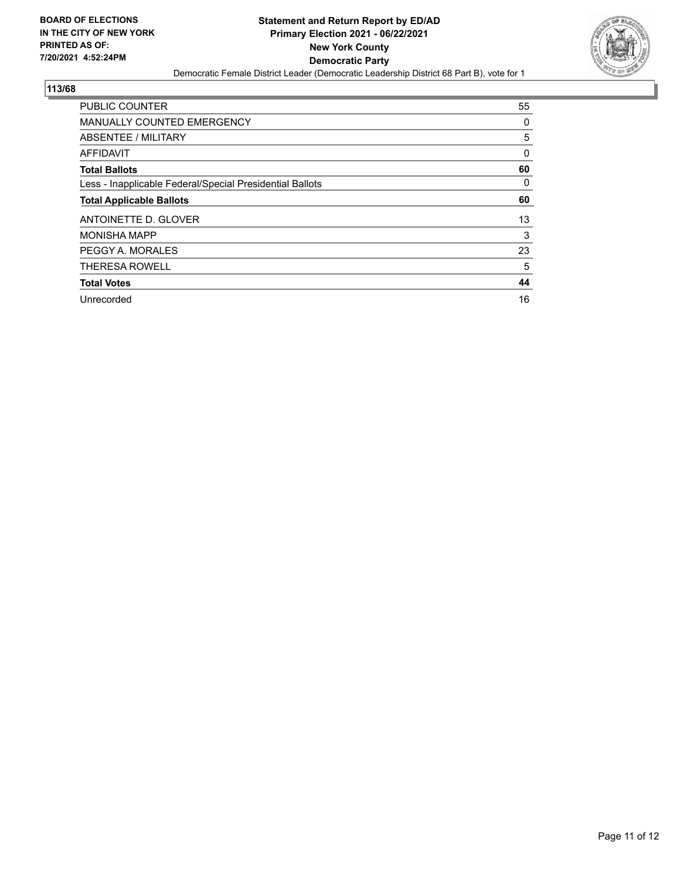**BOARD OF ELECTIONS IN THE CITY OF NEW YORK PRINTED AS OF: 7/20/2021 4:52:24PM**

**Statement and Return Report by ED/AD Primary Election 2021 - 06/22/2021 New York County Democratic Party**

Democratic Female District Leader (Democratic Leadership District 68 Part B), vote for 1

## 113/68

| | |
|---|---|
| PUBLIC COUNTER | 55 |
| MANUALLY COUNTED EMERGENCY | 0 |
| ABSENTEE / MILITARY | 5 |
| AFFIDAVIT | 0 |
| **Total Ballots** | **60** |
| Less - Inapplicable Federal/Special Presidential Ballots | 0 |
| **Total Applicable Ballots** | **60** |
| ANTOINETTE D. GLOVER | 13 |
| MONISHA MAPP | 3 |
| PEGGY A. MORALES | 23 |
| THERESA ROWELL | 5 |
| **Total Votes** | **44** |
| Unrecorded | 16 |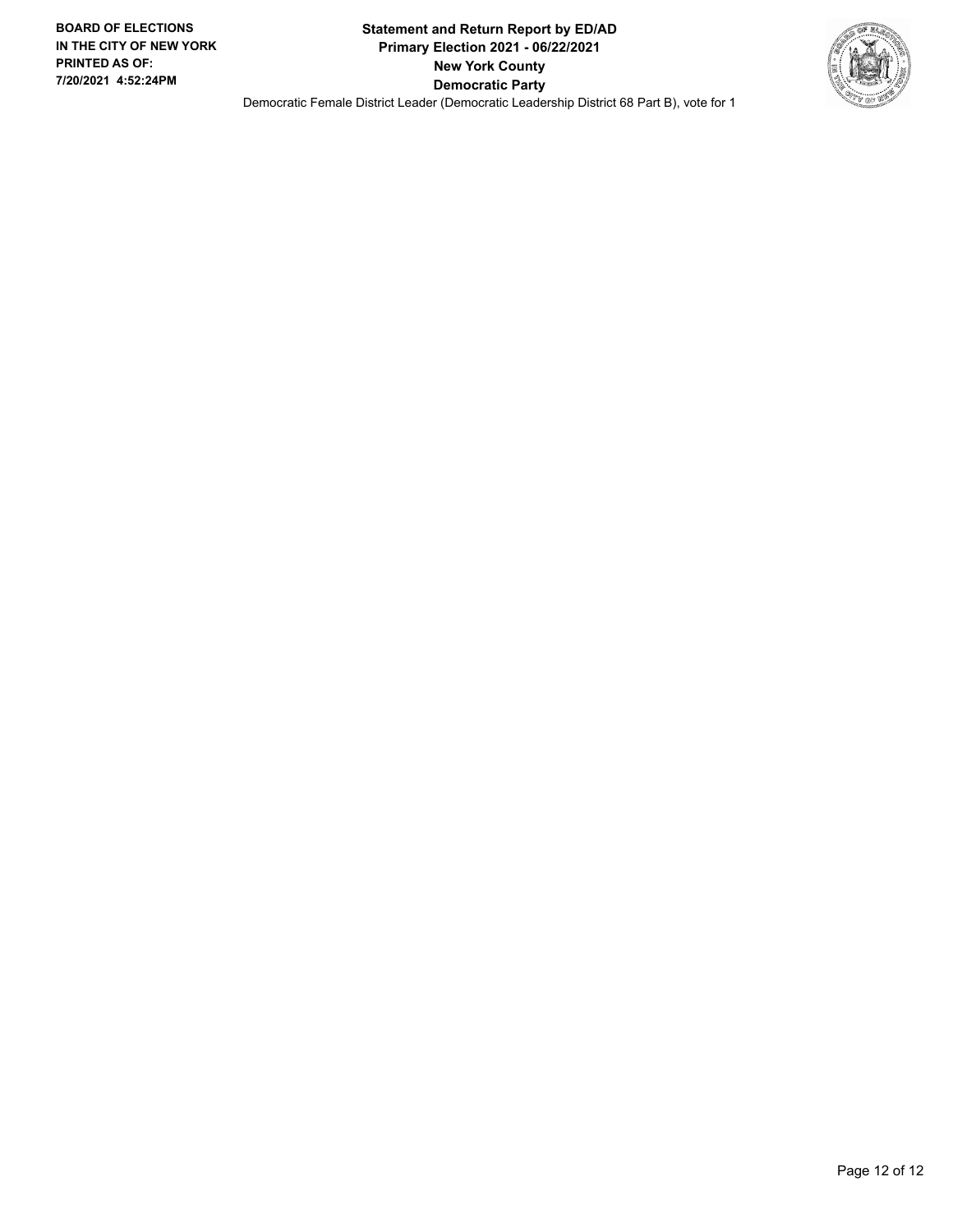**BOARD OF ELECTIONS IN THE CITY OF NEW YORK PRINTED AS OF: 7/20/2021 4:52:24PM**

**Statement and Return Report by ED/AD**
**Primary Election 2021 - 06/22/2021**
**New York County**
**Democratic Party**

Democratic Female District Leader (Democratic Leadership District 68 Part B), vote for 1